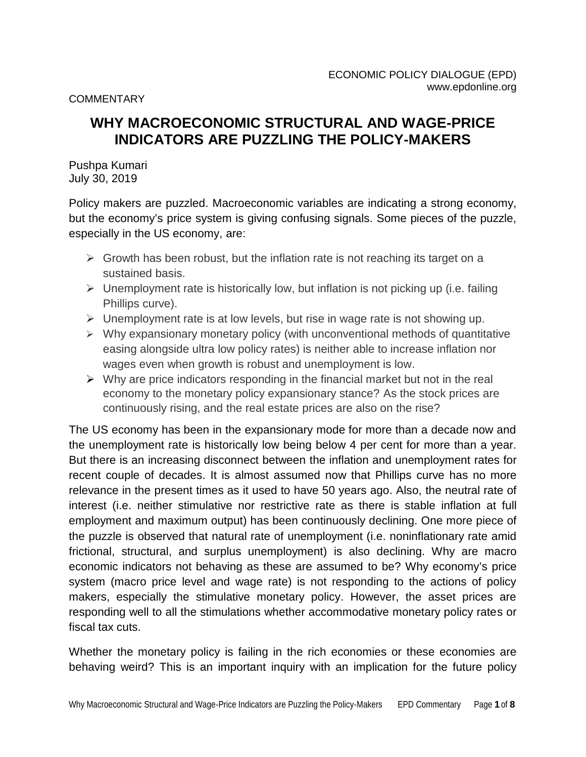ECONOMIC POLICY DIALOGUE (EPD)
www.epdonline.org

COMMENTARY

# WHY MACROECONOMIC STRUCTURAL AND WAGE-PRICE INDICATORS ARE PUZZLING THE POLICY-MAKERS

Pushpa Kumari
July 30, 2019

Policy makers are puzzled. Macroeconomic variables are indicating a strong economy, but the economy's price system is giving confusing signals. Some pieces of the puzzle, especially in the US economy, are:

- Growth has been robust, but the inflation rate is not reaching its target on a sustained basis.
- Unemployment rate is historically low, but inflation is not picking up (i.e. failing Phillips curve).
- Unemployment rate is at low levels, but rise in wage rate is not showing up.
- Why expansionary monetary policy (with unconventional methods of quantitative easing alongside ultra low policy rates) is neither able to increase inflation nor wages even when growth is robust and unemployment is low.
- Why are price indicators responding in the financial market but not in the real economy to the monetary policy expansionary stance? As the stock prices are continuously rising, and the real estate prices are also on the rise?

The US economy has been in the expansionary mode for more than a decade now and the unemployment rate is historically low being below 4 per cent for more than a year. But there is an increasing disconnect between the inflation and unemployment rates for recent couple of decades. It is almost assumed now that Phillips curve has no more relevance in the present times as it used to have 50 years ago. Also, the neutral rate of interest (i.e. neither stimulative nor restrictive rate as there is stable inflation at full employment and maximum output) has been continuously declining. One more piece of the puzzle is observed that natural rate of unemployment (i.e. noninflationary rate amid frictional, structural, and surplus unemployment) is also declining. Why are macro economic indicators not behaving as these are assumed to be? Why economy's price system (macro price level and wage rate) is not responding to the actions of policy makers, especially the stimulative monetary policy. However, the asset prices are responding well to all the stimulations whether accommodative monetary policy rates or fiscal tax cuts.

Whether the monetary policy is failing in the rich economies or these economies are behaving weird? This is an important inquiry with an implication for the future policy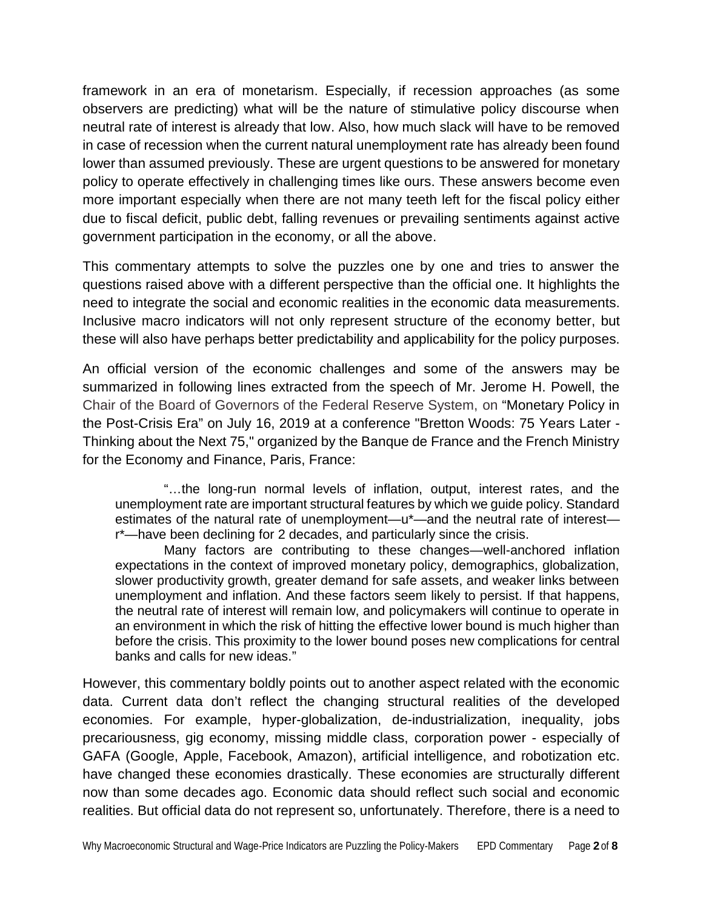framework in an era of monetarism. Especially, if recession approaches (as some observers are predicting) what will be the nature of stimulative policy discourse when neutral rate of interest is already that low. Also, how much slack will have to be removed in case of recession when the current natural unemployment rate has already been found lower than assumed previously. These are urgent questions to be answered for monetary policy to operate effectively in challenging times like ours. These answers become even more important especially when there are not many teeth left for the fiscal policy either due to fiscal deficit, public debt, falling revenues or prevailing sentiments against active government participation in the economy, or all the above.

This commentary attempts to solve the puzzles one by one and tries to answer the questions raised above with a different perspective than the official one. It highlights the need to integrate the social and economic realities in the economic data measurements. Inclusive macro indicators will not only represent structure of the economy better, but these will also have perhaps better predictability and applicability for the policy purposes.

An official version of the economic challenges and some of the answers may be summarized in following lines extracted from the speech of Mr. Jerome H. Powell, the Chair of the Board of Governors of the Federal Reserve System, on "Monetary Policy in the Post-Crisis Era" on July 16, 2019 at a conference "Bretton Woods: 75 Years Later - Thinking about the Next 75," organized by the Banque de France and the French Ministry for the Economy and Finance, Paris, France:

> "…the long-run normal levels of inflation, output, interest rates, and the unemployment rate are important structural features by which we guide policy. Standard estimates of the natural rate of unemployment—u*—and the neutral rate of interest—r*—have been declining for 2 decades, and particularly since the crisis.
>
> Many factors are contributing to these changes—well-anchored inflation expectations in the context of improved monetary policy, demographics, globalization, slower productivity growth, greater demand for safe assets, and weaker links between unemployment and inflation. And these factors seem likely to persist. If that happens, the neutral rate of interest will remain low, and policymakers will continue to operate in an environment in which the risk of hitting the effective lower bound is much higher than before the crisis. This proximity to the lower bound poses new complications for central banks and calls for new ideas."

However, this commentary boldly points out to another aspect related with the economic data. Current data don't reflect the changing structural realities of the developed economies. For example, hyper-globalization, de-industrialization, inequality, jobs precariousness, gig economy, missing middle class, corporation power - especially of GAFA (Google, Apple, Facebook, Amazon), artificial intelligence, and robotization etc. have changed these economies drastically. These economies are structurally different now than some decades ago. Economic data should reflect such social and economic realities. But official data do not represent so, unfortunately. Therefore, there is a need to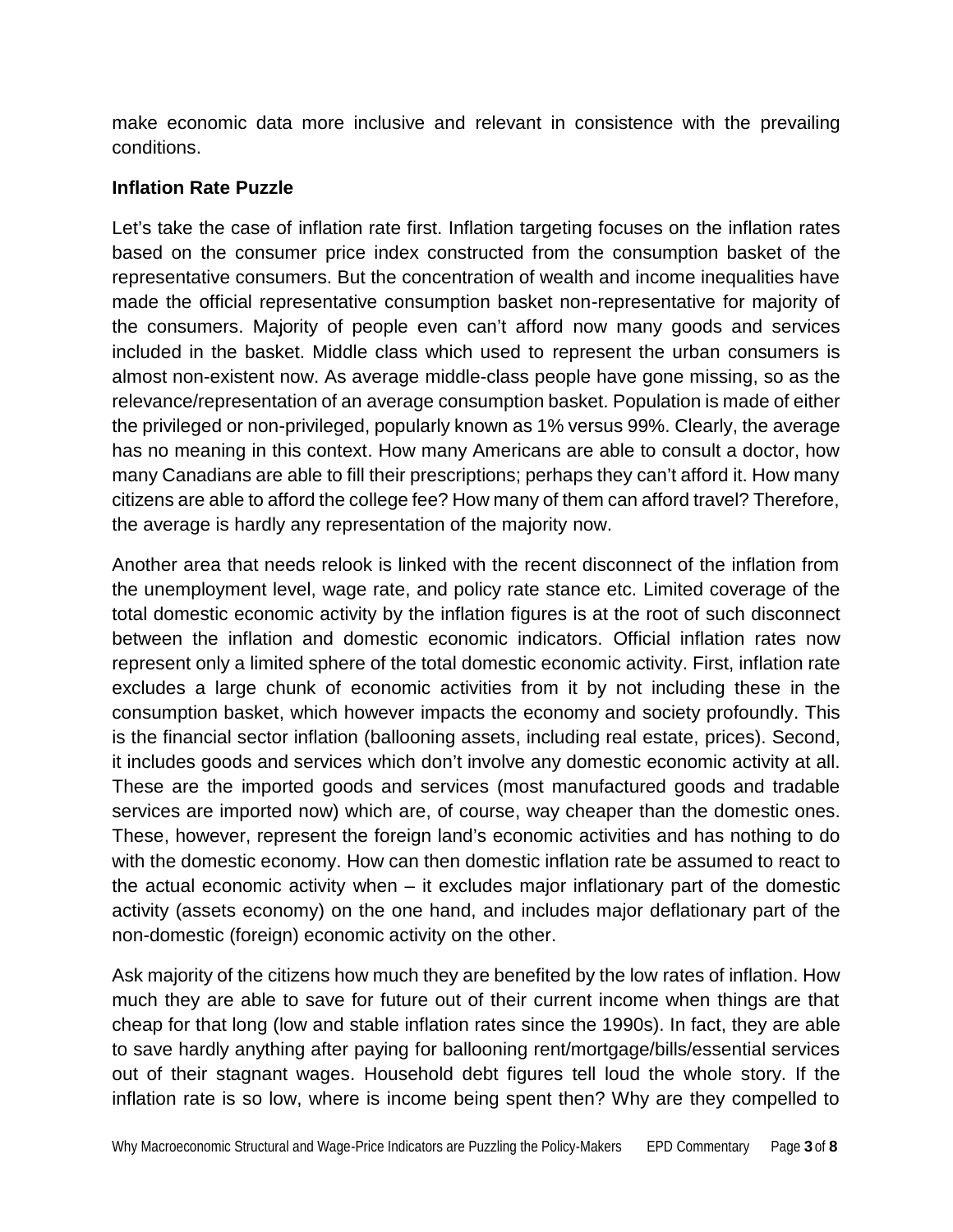make economic data more inclusive and relevant in consistence with the prevailing conditions.

**Inflation Rate Puzzle**

Let's take the case of inflation rate first. Inflation targeting focuses on the inflation rates based on the consumer price index constructed from the consumption basket of the representative consumers. But the concentration of wealth and income inequalities have made the official representative consumption basket non-representative for majority of the consumers. Majority of people even can't afford now many goods and services included in the basket. Middle class which used to represent the urban consumers is almost non-existent now. As average middle-class people have gone missing, so as the relevance/representation of an average consumption basket. Population is made of either the privileged or non-privileged, popularly known as 1% versus 99%. Clearly, the average has no meaning in this context. How many Americans are able to consult a doctor, how many Canadians are able to fill their prescriptions; perhaps they can't afford it. How many citizens are able to afford the college fee? How many of them can afford travel? Therefore, the average is hardly any representation of the majority now.

Another area that needs relook is linked with the recent disconnect of the inflation from the unemployment level, wage rate, and policy rate stance etc. Limited coverage of the total domestic economic activity by the inflation figures is at the root of such disconnect between the inflation and domestic economic indicators. Official inflation rates now represent only a limited sphere of the total domestic economic activity. First, inflation rate excludes a large chunk of economic activities from it by not including these in the consumption basket, which however impacts the economy and society profoundly. This is the financial sector inflation (ballooning assets, including real estate, prices). Second, it includes goods and services which don't involve any domestic economic activity at all. These are the imported goods and services (most manufactured goods and tradable services are imported now) which are, of course, way cheaper than the domestic ones. These, however, represent the foreign land's economic activities and has nothing to do with the domestic economy. How can then domestic inflation rate be assumed to react to the actual economic activity when – it excludes major inflationary part of the domestic activity (assets economy) on the one hand, and includes major deflationary part of the non-domestic (foreign) economic activity on the other.

Ask majority of the citizens how much they are benefited by the low rates of inflation. How much they are able to save for future out of their current income when things are that cheap for that long (low and stable inflation rates since the 1990s). In fact, they are able to save hardly anything after paying for ballooning rent/mortgage/bills/essential services out of their stagnant wages. Household debt figures tell loud the whole story. If the inflation rate is so low, where is income being spent then? Why are they compelled to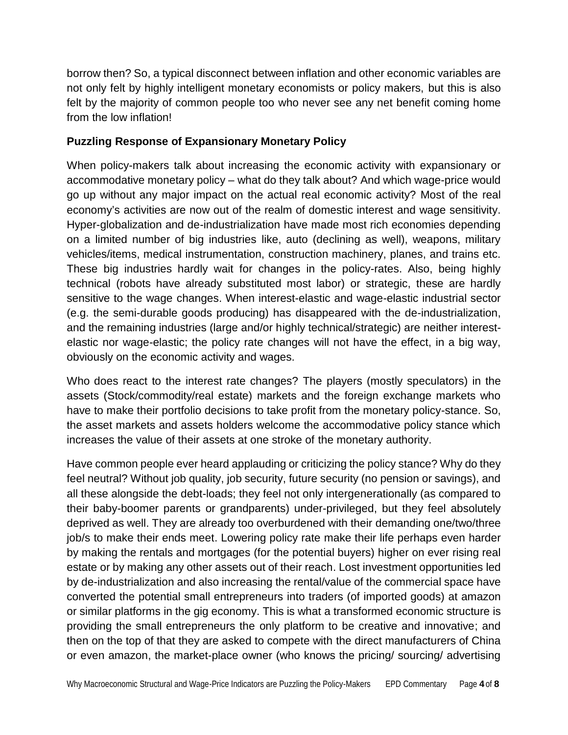borrow then? So, a typical disconnect between inflation and other economic variables are not only felt by highly intelligent monetary economists or policy makers, but this is also felt by the majority of common people too who never see any net benefit coming home from the low inflation!

### Puzzling Response of Expansionary Monetary Policy

When policy-makers talk about increasing the economic activity with expansionary or accommodative monetary policy – what do they talk about? And which wage-price would go up without any major impact on the actual real economic activity? Most of the real economy's activities are now out of the realm of domestic interest and wage sensitivity. Hyper-globalization and de-industrialization have made most rich economies depending on a limited number of big industries like, auto (declining as well), weapons, military vehicles/items, medical instrumentation, construction machinery, planes, and trains etc. These big industries hardly wait for changes in the policy-rates. Also, being highly technical (robots have already substituted most labor) or strategic, these are hardly sensitive to the wage changes. When interest-elastic and wage-elastic industrial sector (e.g. the semi-durable goods producing) has disappeared with the de-industrialization, and the remaining industries (large and/or highly technical/strategic) are neither interest-elastic nor wage-elastic; the policy rate changes will not have the effect, in a big way, obviously on the economic activity and wages.

Who does react to the interest rate changes? The players (mostly speculators) in the assets (Stock/commodity/real estate) markets and the foreign exchange markets who have to make their portfolio decisions to take profit from the monetary policy-stance. So, the asset markets and assets holders welcome the accommodative policy stance which increases the value of their assets at one stroke of the monetary authority.

Have common people ever heard applauding or criticizing the policy stance? Why do they feel neutral? Without job quality, job security, future security (no pension or savings), and all these alongside the debt-loads; they feel not only intergenerationally (as compared to their baby-boomer parents or grandparents) under-privileged, but they feel absolutely deprived as well. They are already too overburdened with their demanding one/two/three job/s to make their ends meet. Lowering policy rate make their life perhaps even harder by making the rentals and mortgages (for the potential buyers) higher on ever rising real estate or by making any other assets out of their reach. Lost investment opportunities led by de-industrialization and also increasing the rental/value of the commercial space have converted the potential small entrepreneurs into traders (of imported goods) at amazon or similar platforms in the gig economy. This is what a transformed economic structure is providing the small entrepreneurs the only platform to be creative and innovative; and then on the top of that they are asked to compete with the direct manufacturers of China or even amazon, the market-place owner (who knows the pricing/ sourcing/ advertising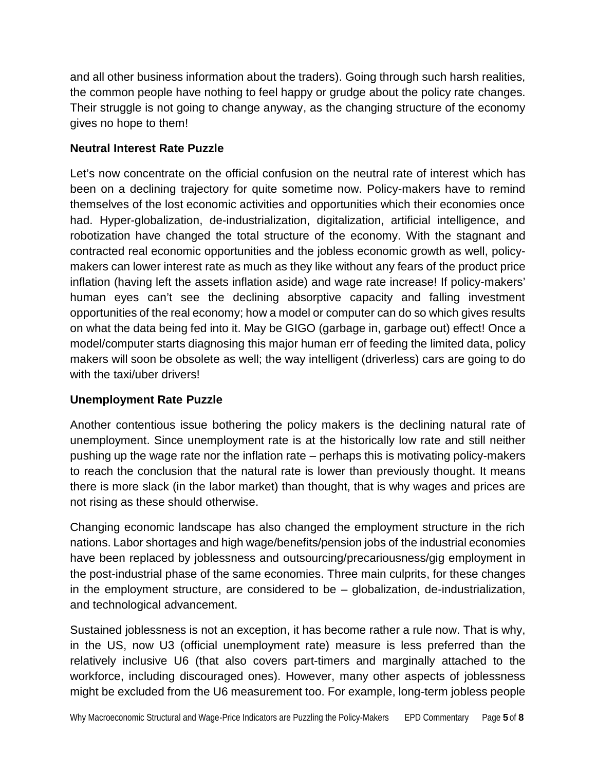and all other business information about the traders). Going through such harsh realities, the common people have nothing to feel happy or grudge about the policy rate changes. Their struggle is not going to change anyway, as the changing structure of the economy gives no hope to them!

### Neutral Interest Rate Puzzle

Let's now concentrate on the official confusion on the neutral rate of interest which has been on a declining trajectory for quite sometime now. Policy-makers have to remind themselves of the lost economic activities and opportunities which their economies once had. Hyper-globalization, de-industrialization, digitalization, artificial intelligence, and robotization have changed the total structure of the economy. With the stagnant and contracted real economic opportunities and the jobless economic growth as well, policy-makers can lower interest rate as much as they like without any fears of the product price inflation (having left the assets inflation aside) and wage rate increase! If policy-makers' human eyes can't see the declining absorptive capacity and falling investment opportunities of the real economy; how a model or computer can do so which gives results on what the data being fed into it. May be GIGO (garbage in, garbage out) effect! Once a model/computer starts diagnosing this major human err of feeding the limited data, policy makers will soon be obsolete as well; the way intelligent (driverless) cars are going to do with the taxi/uber drivers!

### Unemployment Rate Puzzle

Another contentious issue bothering the policy makers is the declining natural rate of unemployment. Since unemployment rate is at the historically low rate and still neither pushing up the wage rate nor the inflation rate – perhaps this is motivating policy-makers to reach the conclusion that the natural rate is lower than previously thought. It means there is more slack (in the labor market) than thought, that is why wages and prices are not rising as these should otherwise.

Changing economic landscape has also changed the employment structure in the rich nations. Labor shortages and high wage/benefits/pension jobs of the industrial economies have been replaced by joblessness and outsourcing/precariousness/gig employment in the post-industrial phase of the same economies. Three main culprits, for these changes in the employment structure, are considered to be – globalization, de-industrialization, and technological advancement.

Sustained joblessness is not an exception, it has become rather a rule now. That is why, in the US, now U3 (official unemployment rate) measure is less preferred than the relatively inclusive U6 (that also covers part-timers and marginally attached to the workforce, including discouraged ones). However, many other aspects of joblessness might be excluded from the U6 measurement too. For example, long-term jobless people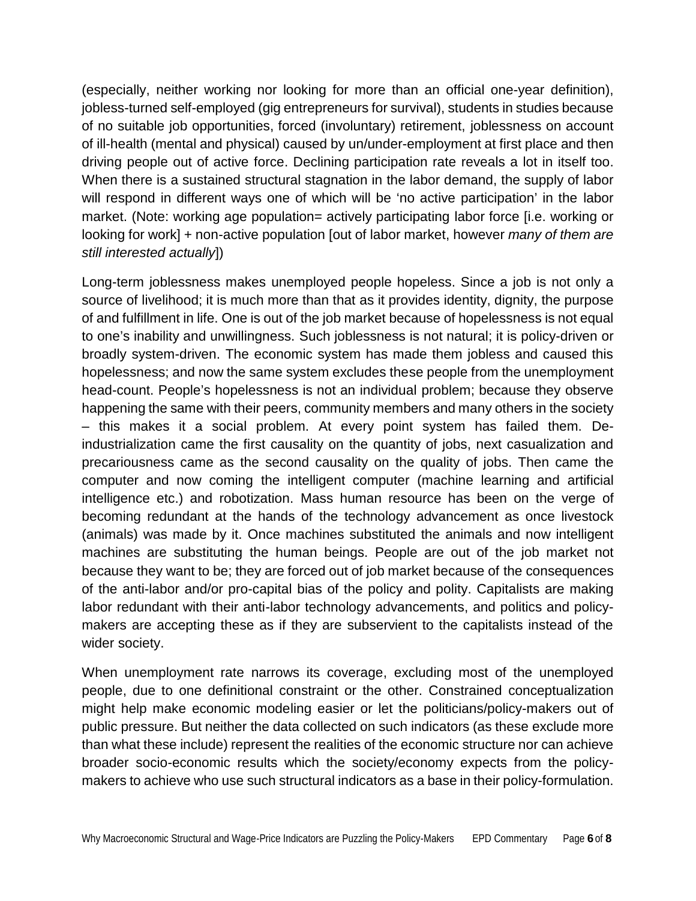(especially, neither working nor looking for more than an official one-year definition), jobless-turned self-employed (gig entrepreneurs for survival), students in studies because of no suitable job opportunities, forced (involuntary) retirement, joblessness on account of ill-health (mental and physical) caused by un/under-employment at first place and then driving people out of active force. Declining participation rate reveals a lot in itself too. When there is a sustained structural stagnation in the labor demand, the supply of labor will respond in different ways one of which will be 'no active participation' in the labor market. (Note: working age population= actively participating labor force [i.e. working or looking for work] + non-active population [out of labor market, however *many of them are still interested actually*])

Long-term joblessness makes unemployed people hopeless. Since a job is not only a source of livelihood; it is much more than that as it provides identity, dignity, the purpose of and fulfillment in life. One is out of the job market because of hopelessness is not equal to one's inability and unwillingness. Such joblessness is not natural; it is policy-driven or broadly system-driven. The economic system has made them jobless and caused this hopelessness; and now the same system excludes these people from the unemployment head-count. People's hopelessness is not an individual problem; because they observe happening the same with their peers, community members and many others in the society – this makes it a social problem. At every point system has failed them. De-industrialization came the first causality on the quantity of jobs, next casualization and precariousness came as the second causality on the quality of jobs. Then came the computer and now coming the intelligent computer (machine learning and artificial intelligence etc.) and robotization. Mass human resource has been on the verge of becoming redundant at the hands of the technology advancement as once livestock (animals) was made by it. Once machines substituted the animals and now intelligent machines are substituting the human beings. People are out of the job market not because they want to be; they are forced out of job market because of the consequences of the anti-labor and/or pro-capital bias of the policy and polity. Capitalists are making labor redundant with their anti-labor technology advancements, and politics and policy-makers are accepting these as if they are subservient to the capitalists instead of the wider society.

When unemployment rate narrows its coverage, excluding most of the unemployed people, due to one definitional constraint or the other. Constrained conceptualization might help make economic modeling easier or let the politicians/policy-makers out of public pressure. But neither the data collected on such indicators (as these exclude more than what these include) represent the realities of the economic structure nor can achieve broader socio-economic results which the society/economy expects from the policy-makers to achieve who use such structural indicators as a base in their policy-formulation.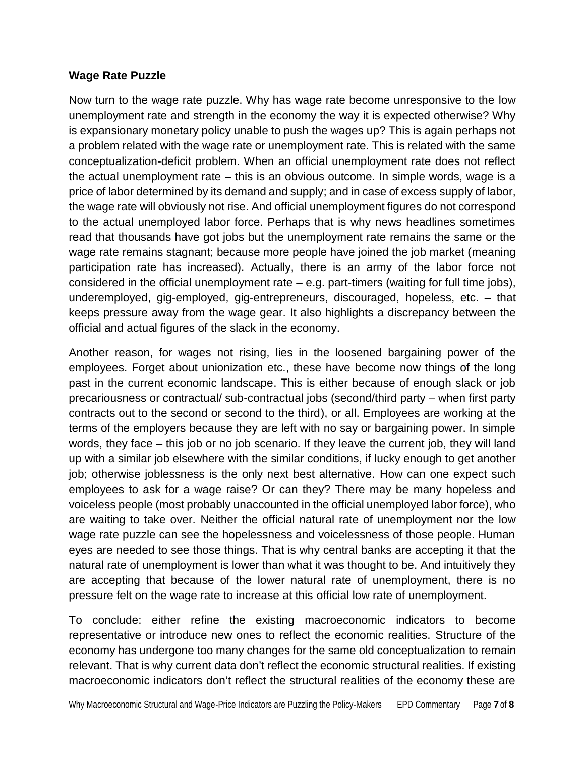**Wage Rate Puzzle**

Now turn to the wage rate puzzle. Why has wage rate become unresponsive to the low unemployment rate and strength in the economy the way it is expected otherwise? Why is expansionary monetary policy unable to push the wages up? This is again perhaps not a problem related with the wage rate or unemployment rate. This is related with the same conceptualization-deficit problem. When an official unemployment rate does not reflect the actual unemployment rate – this is an obvious outcome. In simple words, wage is a price of labor determined by its demand and supply; and in case of excess supply of labor, the wage rate will obviously not rise. And official unemployment figures do not correspond to the actual unemployed labor force. Perhaps that is why news headlines sometimes read that thousands have got jobs but the unemployment rate remains the same or the wage rate remains stagnant; because more people have joined the job market (meaning participation rate has increased). Actually, there is an army of the labor force not considered in the official unemployment rate – e.g. part-timers (waiting for full time jobs), underemployed, gig-employed, gig-entrepreneurs, discouraged, hopeless, etc. – that keeps pressure away from the wage gear. It also highlights a discrepancy between the official and actual figures of the slack in the economy.

Another reason, for wages not rising, lies in the loosened bargaining power of the employees. Forget about unionization etc., these have become now things of the long past in the current economic landscape. This is either because of enough slack or job precariousness or contractual/ sub-contractual jobs (second/third party – when first party contracts out to the second or second to the third), or all. Employees are working at the terms of the employers because they are left with no say or bargaining power. In simple words, they face – this job or no job scenario. If they leave the current job, they will land up with a similar job elsewhere with the similar conditions, if lucky enough to get another job; otherwise joblessness is the only next best alternative. How can one expect such employees to ask for a wage raise? Or can they? There may be many hopeless and voiceless people (most probably unaccounted in the official unemployed labor force), who are waiting to take over. Neither the official natural rate of unemployment nor the low wage rate puzzle can see the hopelessness and voicelessness of those people. Human eyes are needed to see those things. That is why central banks are accepting it that the natural rate of unemployment is lower than what it was thought to be. And intuitively they are accepting that because of the lower natural rate of unemployment, there is no pressure felt on the wage rate to increase at this official low rate of unemployment.

To conclude: either refine the existing macroeconomic indicators to become representative or introduce new ones to reflect the economic realities. Structure of the economy has undergone too many changes for the same old conceptualization to remain relevant. That is why current data don't reflect the economic structural realities. If existing macroeconomic indicators don't reflect the structural realities of the economy these are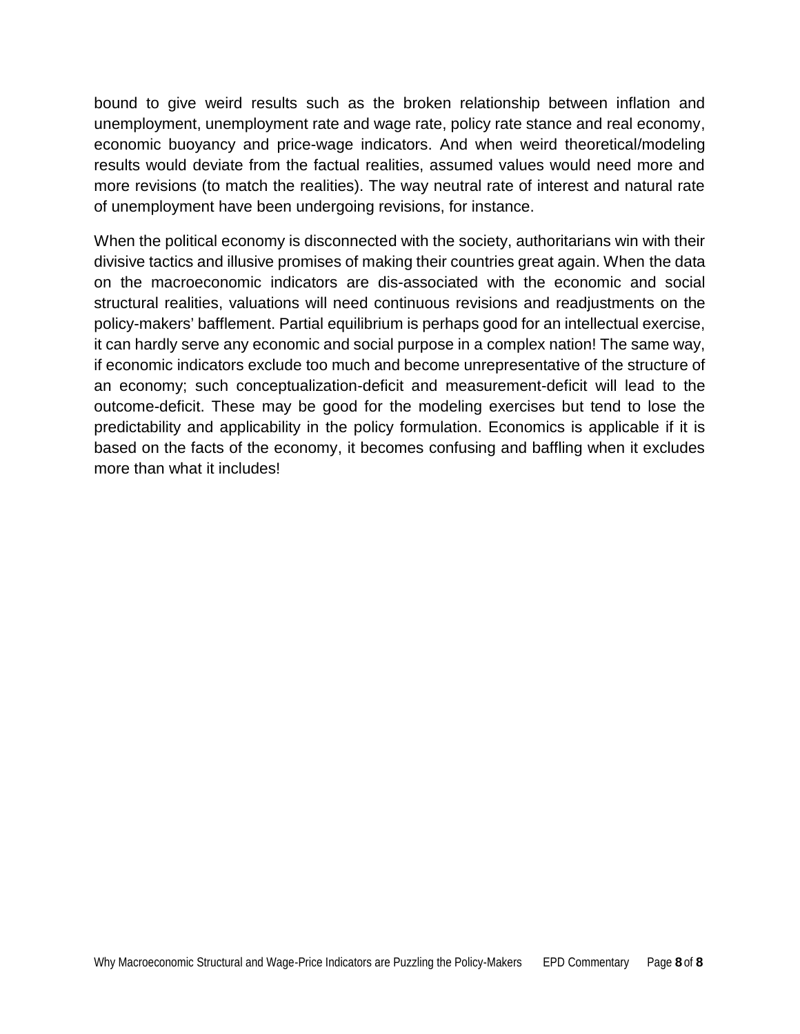bound to give weird results such as the broken relationship between inflation and unemployment, unemployment rate and wage rate, policy rate stance and real economy, economic buoyancy and price-wage indicators. And when weird theoretical/modeling results would deviate from the factual realities, assumed values would need more and more revisions (to match the realities). The way neutral rate of interest and natural rate of unemployment have been undergoing revisions, for instance.

When the political economy is disconnected with the society, authoritarians win with their divisive tactics and illusive promises of making their countries great again. When the data on the macroeconomic indicators are dis-associated with the economic and social structural realities, valuations will need continuous revisions and readjustments on the policy-makers' bafflement. Partial equilibrium is perhaps good for an intellectual exercise, it can hardly serve any economic and social purpose in a complex nation! The same way, if economic indicators exclude too much and become unrepresentative of the structure of an economy; such conceptualization-deficit and measurement-deficit will lead to the outcome-deficit. These may be good for the modeling exercises but tend to lose the predictability and applicability in the policy formulation. Economics is applicable if it is based on the facts of the economy, it becomes confusing and baffling when it excludes more than what it includes!